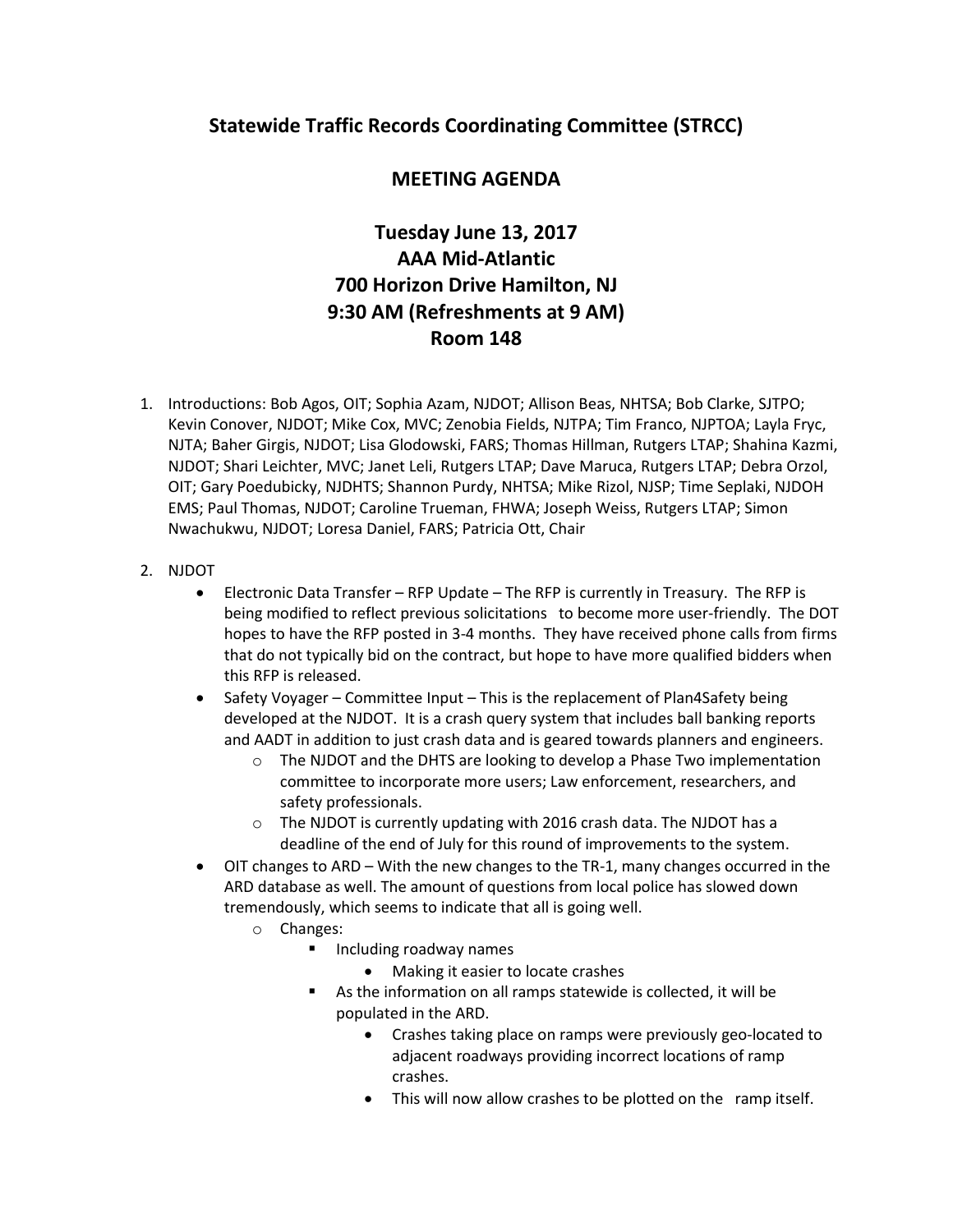# Statewide Traffic Records Coordinating Committee (STRCC)

## MEETING AGENDA

### Tuesday June 13, 2017
### AAA Mid-Atlantic
### 700 Horizon Drive Hamilton, NJ
### 9:30 AM (Refreshments at 9 AM)
### Room 148

1. Introductions: Bob Agos, OIT; Sophia Azam, NJDOT; Allison Beas, NHTSA; Bob Clarke, SJTPO; Kevin Conover, NJDOT; Mike Cox, MVC; Zenobia Fields, NJTPA; Tim Franco, NJPTOA; Layla Fryc, NJTA; Baher Girgis, NJDOT; Lisa Glodowski, FARS; Thomas Hillman, Rutgers LTAP; Shahina Kazmi, NJDOT; Shari Leichter, MVC; Janet Leli, Rutgers LTAP; Dave Maruca, Rutgers LTAP; Debra Orzol, OIT; Gary Poedubicky, NJDHTS; Shannon Purdy, NHTSA; Mike Rizol, NJSP; Time Seplaki, NJDOH EMS; Paul Thomas, NJDOT; Caroline Trueman, FHWA; Joseph Weiss, Rutgers LTAP; Simon Nwachukwu, NJDOT; Loresa Daniel, FARS; Patricia Ott, Chair

2. NJDOT
   - Electronic Data Transfer – RFP Update – The RFP is currently in Treasury. The RFP is being modified to reflect previous solicitations to become more user-friendly. The DOT hopes to have the RFP posted in 3-4 months. They have received phone calls from firms that do not typically bid on the contract, but hope to have more qualified bidders when this RFP is released.
   - Safety Voyager – Committee Input – This is the replacement of Plan4Safety being developed at the NJDOT. It is a crash query system that includes ball banking reports and AADT in addition to just crash data and is geared towards planners and engineers.
     - The NJDOT and the DHTS are looking to develop a Phase Two implementation committee to incorporate more users; Law enforcement, researchers, and safety professionals.
     - The NJDOT is currently updating with 2016 crash data. The NJDOT has a deadline of the end of July for this round of improvements to the system.
   - OIT changes to ARD – With the new changes to the TR-1, many changes occurred in the ARD database as well. The amount of questions from local police has slowed down tremendously, which seems to indicate that all is going well.
     - Changes:
       - Including roadway names
         - Making it easier to locate crashes
       - As the information on all ramps statewide is collected, it will be populated in the ARD.
         - Crashes taking place on ramps were previously geo-located to adjacent roadways providing incorrect locations of ramp crashes.
         - This will now allow crashes to be plotted on the ramp itself.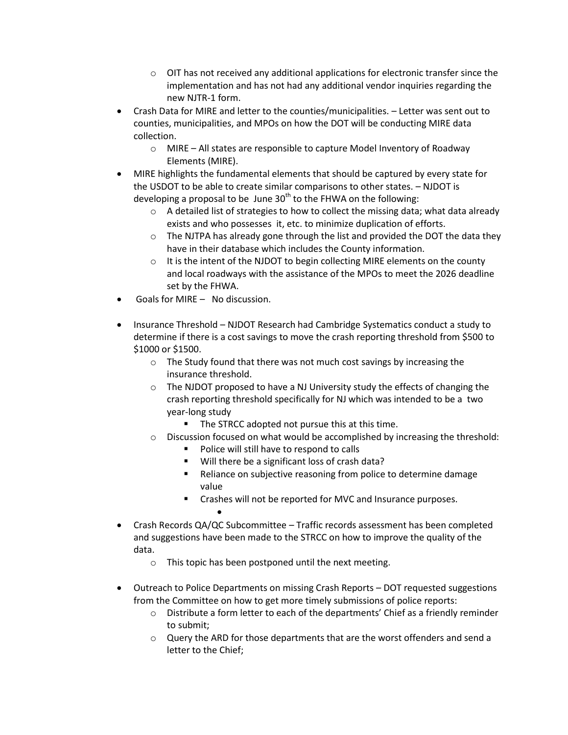- OIT has not received any additional applications for electronic transfer since the implementation and has not had any additional vendor inquiries regarding the new NJTR-1 form.
- Crash Data for MIRE and letter to the counties/municipalities. – Letter was sent out to counties, municipalities, and MPOs on how the DOT will be conducting MIRE data collection.
    - MIRE – All states are responsible to capture Model Inventory of Roadway Elements (MIRE).
- MIRE highlights the fundamental elements that should be captured by every state for the USDOT to be able to create similar comparisons to other states. – NJDOT is developing a proposal to be June 30th to the FHWA on the following:
    - A detailed list of strategies to how to collect the missing data; what data already exists and who possesses it, etc. to minimize duplication of efforts.
    - The NJTPA has already gone through the list and provided the DOT the data they have in their database which includes the County information.
    - It is the intent of the NJDOT to begin collecting MIRE elements on the county and local roadways with the assistance of the MPOs to meet the 2026 deadline set by the FHWA.
- Goals for MIRE – No discussion.

- Insurance Threshold – NJDOT Research had Cambridge Systematics conduct a study to determine if there is a cost savings to move the crash reporting threshold from $500 to $1000 or $1500.
    - The Study found that there was not much cost savings by increasing the insurance threshold.
    - The NJDOT proposed to have a NJ University study the effects of changing the crash reporting threshold specifically for NJ which was intended to be a two year-long study
        - The STRCC adopted not pursue this at this time.
    - Discussion focused on what would be accomplished by increasing the threshold:
        - Police will still have to respond to calls
        - Will there be a significant loss of crash data?
        - Reliance on subjective reasoning from police to determine damage value
        - Crashes will not be reported for MVC and Insurance purposes.

- Crash Records QA/QC Subcommittee – Traffic records assessment has been completed and suggestions have been made to the STRCC on how to improve the quality of the data.
    - This topic has been postponed until the next meeting.

- Outreach to Police Departments on missing Crash Reports – DOT requested suggestions from the Committee on how to get more timely submissions of police reports:
    - Distribute a form letter to each of the departments' Chief as a friendly reminder to submit;
    - Query the ARD for those departments that are the worst offenders and send a letter to the Chief;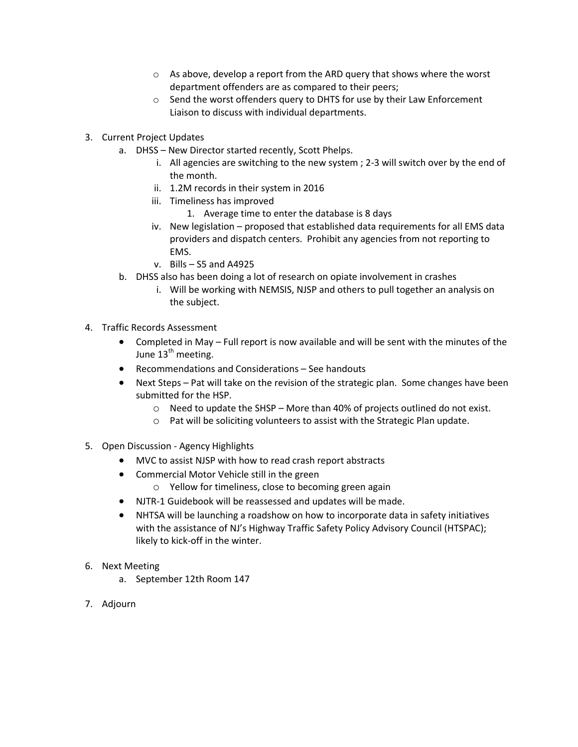- As above, develop a report from the ARD query that shows where the worst department offenders are as compared to their peers;
  - Send the worst offenders query to DHTS for use by their Law Enforcement Liaison to discuss with individual departments.

3. Current Project Updates
   a. DHSS – New Director started recently, Scott Phelps.
      i. All agencies are switching to the new system ; 2-3 will switch over by the end of the month.
      ii. 1.2M records in their system in 2016
      iii. Timeliness has improved
         1. Average time to enter the database is 8 days
      iv. New legislation – proposed that established data requirements for all EMS data providers and dispatch centers. Prohibit any agencies from not reporting to EMS.
      v. Bills – S5 and A4925
   b. DHSS also has been doing a lot of research on opiate involvement in crashes
      i. Will be working with NEMSIS, NJSP and others to pull together an analysis on the subject.

4. Traffic Records Assessment
   - Completed in May – Full report is now available and will be sent with the minutes of the June 13th meeting.
   - Recommendations and Considerations – See handouts
   - Next Steps – Pat will take on the revision of the strategic plan. Some changes have been submitted for the HSP.
     - Need to update the SHSP – More than 40% of projects outlined do not exist.
     - Pat will be soliciting volunteers to assist with the Strategic Plan update.

5. Open Discussion - Agency Highlights
   - MVC to assist NJSP with how to read crash report abstracts
   - Commercial Motor Vehicle still in the green
     - Yellow for timeliness, close to becoming green again
   - NJTR-1 Guidebook will be reassessed and updates will be made.
   - NHTSA will be launching a roadshow on how to incorporate data in safety initiatives with the assistance of NJ's Highway Traffic Safety Policy Advisory Council (HTSPAC); likely to kick-off in the winter.

6. Next Meeting
   a. September 12th Room 147

7. Adjourn